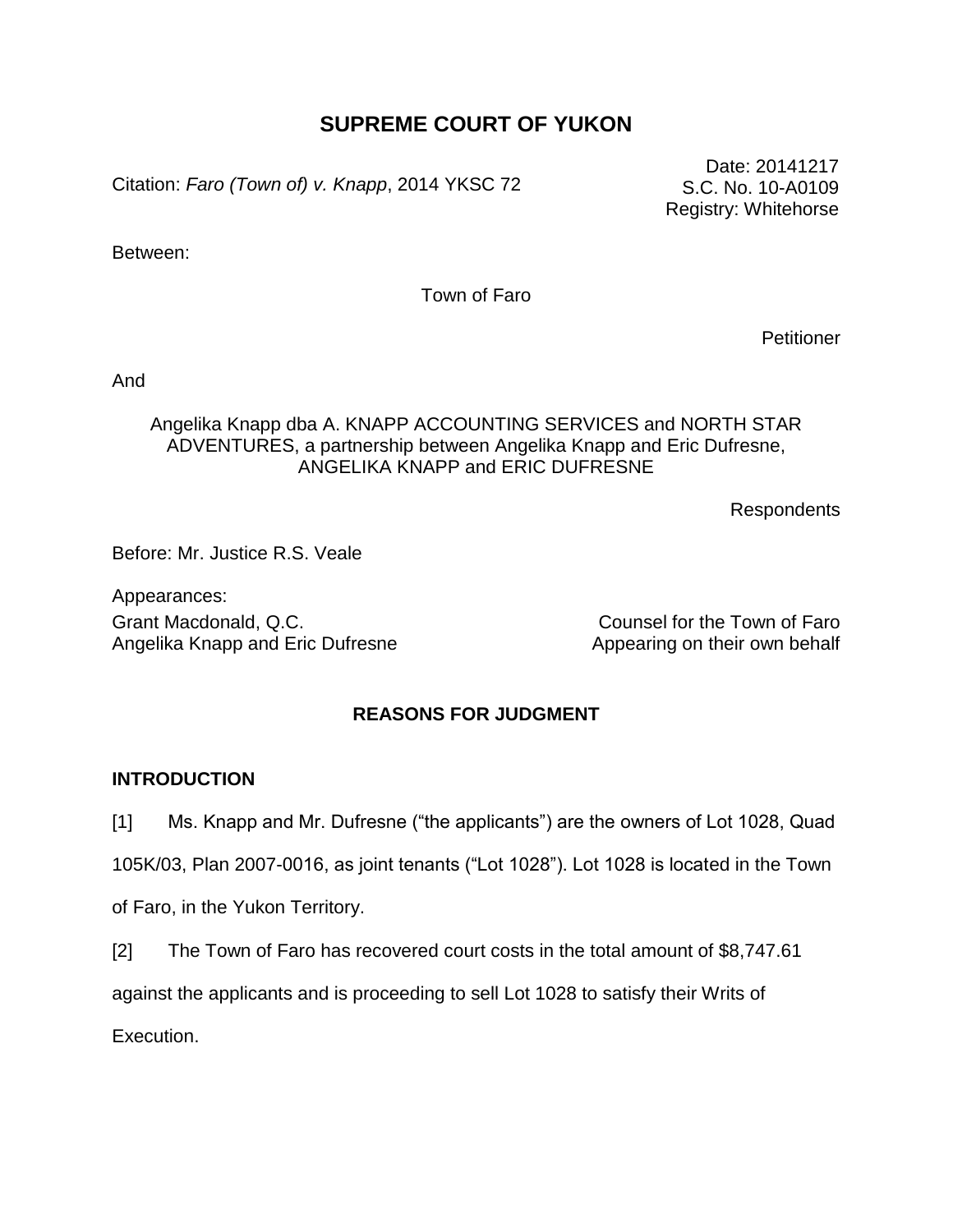# SUPREME COURT OF YUKON

Citation: *Faro (Town of) v. Knapp*, 2014 YKSC 72

Date: 20141217
S.C. No. 10-A0109
Registry: Whitehorse

Between:

Town of Faro

Petitioner

And

Angelika Knapp dba A. KNAPP ACCOUNTING SERVICES and NORTH STAR ADVENTURES, a partnership between Angelika Knapp and Eric Dufresne, ANGELIKA KNAPP and ERIC DUFRESNE

Respondents

Before: Mr. Justice R.S. Veale

Appearances:

| | |
|---|---|
| Grant Macdonald, Q.C. | Counsel for the Town of Faro |
| Angelika Knapp and Eric Dufresne | Appearing on their own behalf |

## REASONS FOR JUDGMENT

### INTRODUCTION

[1] Ms. Knapp and Mr. Dufresne ("the applicants") are the owners of Lot 1028, Quad 105K/03, Plan 2007-0016, as joint tenants ("Lot 1028"). Lot 1028 is located in the Town of Faro, in the Yukon Territory.

[2] The Town of Faro has recovered court costs in the total amount of $8,747.61 against the applicants and is proceeding to sell Lot 1028 to satisfy their Writs of Execution.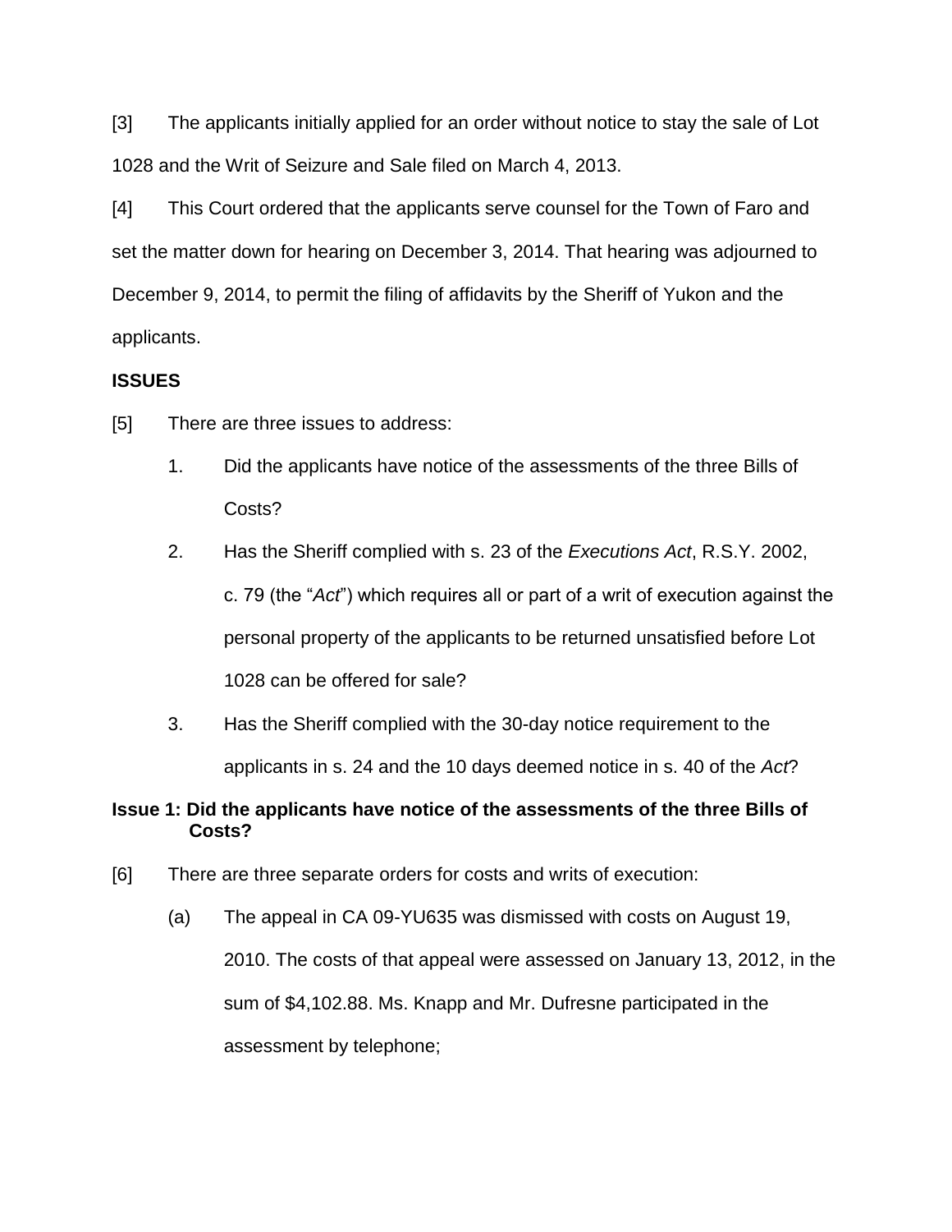[3] The applicants initially applied for an order without notice to stay the sale of Lot 1028 and the Writ of Seizure and Sale filed on March 4, 2013.

[4] This Court ordered that the applicants serve counsel for the Town of Faro and set the matter down for hearing on December 3, 2014. That hearing was adjourned to December 9, 2014, to permit the filing of affidavits by the Sheriff of Yukon and the applicants.

**ISSUES**

[5] There are three issues to address:

1. Did the applicants have notice of the assessments of the three Bills of Costs?
2. Has the Sheriff complied with s. 23 of the *Executions Act*, R.S.Y. 2002, c. 79 (the "*Act*") which requires all or part of a writ of execution against the personal property of the applicants to be returned unsatisfied before Lot 1028 can be offered for sale?
3. Has the Sheriff complied with the 30-day notice requirement to the applicants in s. 24 and the 10 days deemed notice in s. 40 of the *Act*?

**Issue 1: Did the applicants have notice of the assessments of the three Bills of Costs?**

[6] There are three separate orders for costs and writs of execution:

(a) The appeal in CA 09-YU635 was dismissed with costs on August 19, 2010. The costs of that appeal were assessed on January 13, 2012, in the sum of $4,102.88. Ms. Knapp and Mr. Dufresne participated in the assessment by telephone;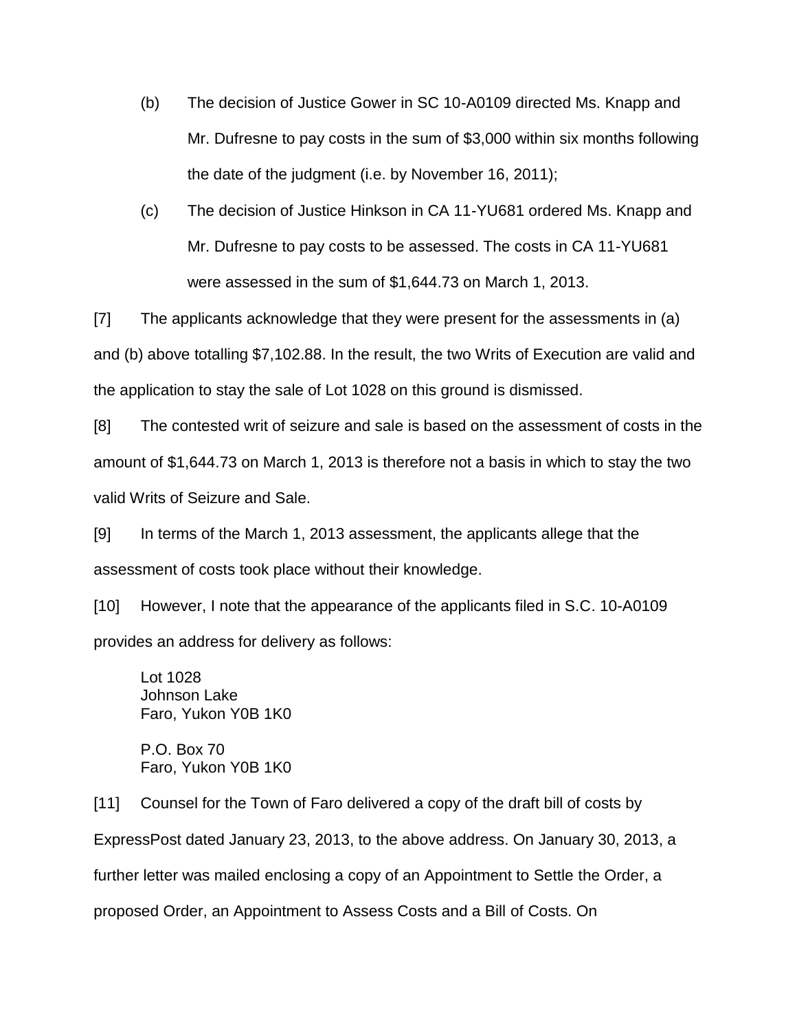(b) The decision of Justice Gower in SC 10-A0109 directed Ms. Knapp and Mr. Dufresne to pay costs in the sum of $3,000 within six months following the date of the judgment (i.e. by November 16, 2011);

(c) The decision of Justice Hinkson in CA 11-YU681 ordered Ms. Knapp and Mr. Dufresne to pay costs to be assessed. The costs in CA 11-YU681 were assessed in the sum of $1,644.73 on March 1, 2013.

[7] The applicants acknowledge that they were present for the assessments in (a) and (b) above totalling $7,102.88. In the result, the two Writs of Execution are valid and the application to stay the sale of Lot 1028 on this ground is dismissed.

[8] The contested writ of seizure and sale is based on the assessment of costs in the amount of $1,644.73 on March 1, 2013 is therefore not a basis in which to stay the two valid Writs of Seizure and Sale.

[9] In terms of the March 1, 2013 assessment, the applicants allege that the assessment of costs took place without their knowledge.

[10] However, I note that the appearance of the applicants filed in S.C. 10-A0109 provides an address for delivery as follows:

> Lot 1028
> Johnson Lake
> Faro, Yukon Y0B 1K0
>
> P.O. Box 70
> Faro, Yukon Y0B 1K0

[11] Counsel for the Town of Faro delivered a copy of the draft bill of costs by ExpressPost dated January 23, 2013, to the above address. On January 30, 2013, a further letter was mailed enclosing a copy of an Appointment to Settle the Order, a proposed Order, an Appointment to Assess Costs and a Bill of Costs. On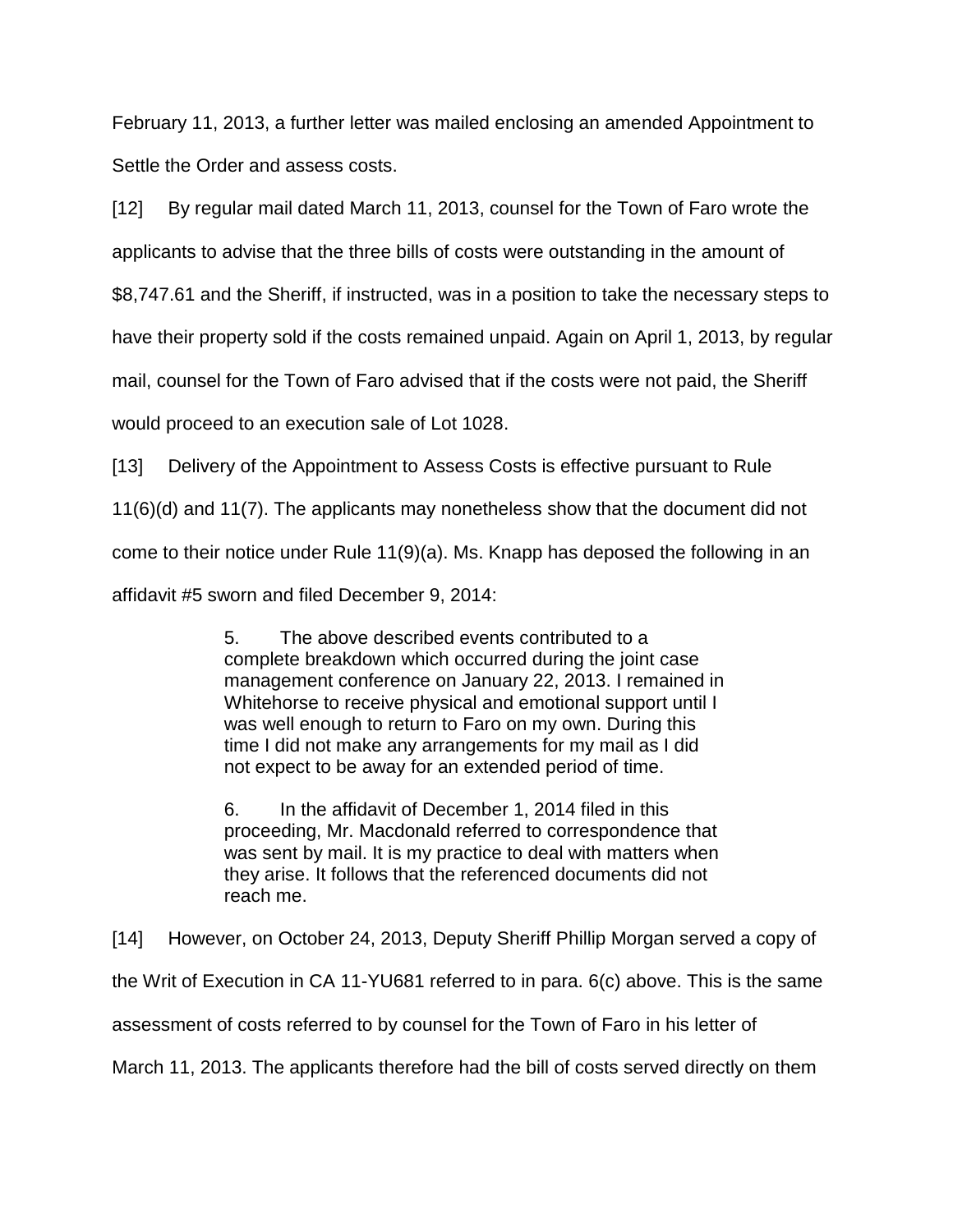February 11, 2013, a further letter was mailed enclosing an amended Appointment to Settle the Order and assess costs.

[12] By regular mail dated March 11, 2013, counsel for the Town of Faro wrote the applicants to advise that the three bills of costs were outstanding in the amount of $8,747.61 and the Sheriff, if instructed, was in a position to take the necessary steps to have their property sold if the costs remained unpaid. Again on April 1, 2013, by regular mail, counsel for the Town of Faro advised that if the costs were not paid, the Sheriff would proceed to an execution sale of Lot 1028.

[13] Delivery of the Appointment to Assess Costs is effective pursuant to Rule 11(6)(d) and 11(7). The applicants may nonetheless show that the document did not come to their notice under Rule 11(9)(a). Ms. Knapp has deposed the following in an affidavit #5 sworn and filed December 9, 2014:

> 5. The above described events contributed to a complete breakdown which occurred during the joint case management conference on January 22, 2013. I remained in Whitehorse to receive physical and emotional support until I was well enough to return to Faro on my own. During this time I did not make any arrangements for my mail as I did not expect to be away for an extended period of time.
>
> 6. In the affidavit of December 1, 2014 filed in this proceeding, Mr. Macdonald referred to correspondence that was sent by mail. It is my practice to deal with matters when they arise. It follows that the referenced documents did not reach me.

[14] However, on October 24, 2013, Deputy Sheriff Phillip Morgan served a copy of the Writ of Execution in CA 11-YU681 referred to in para. 6(c) above. This is the same assessment of costs referred to by counsel for the Town of Faro in his letter of March 11, 2013. The applicants therefore had the bill of costs served directly on them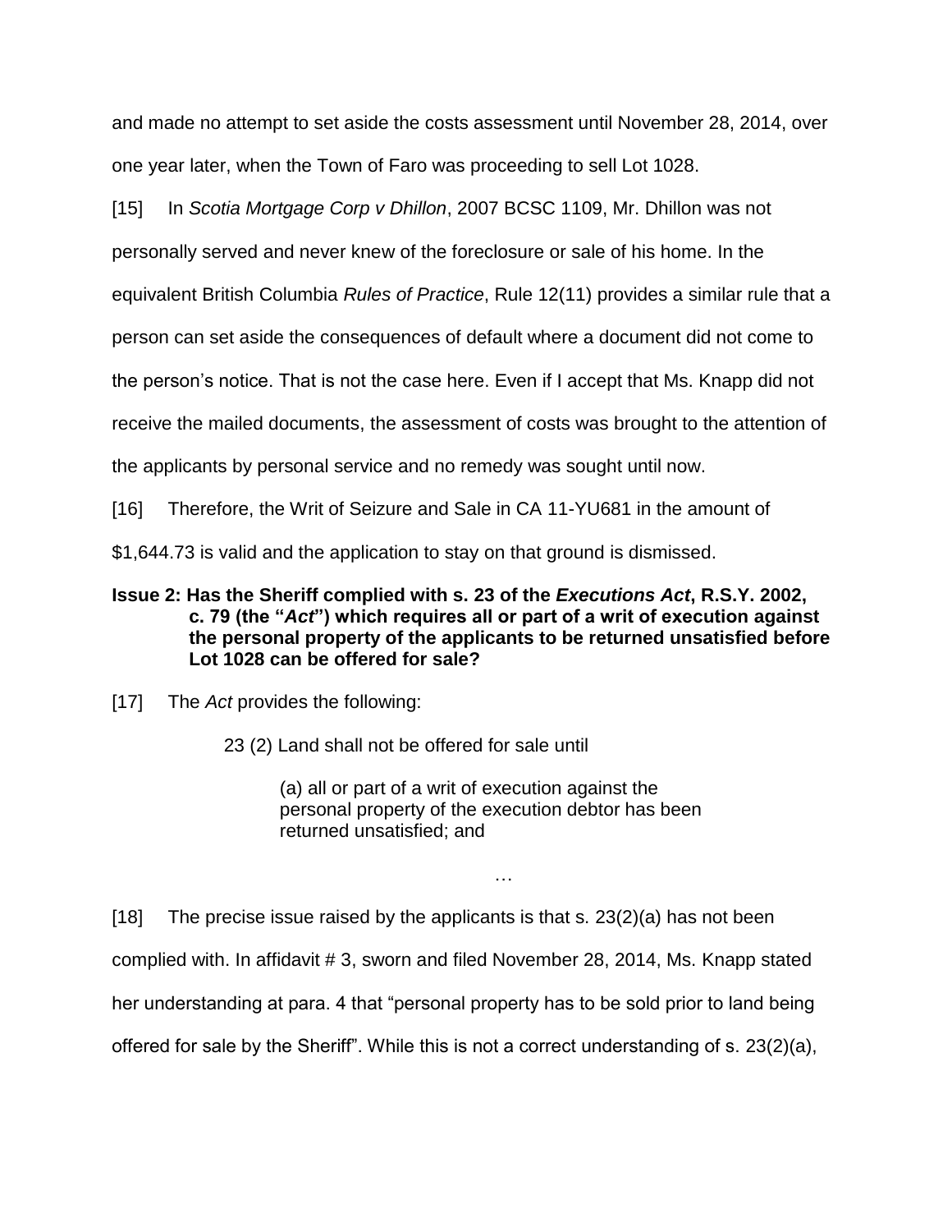and made no attempt to set aside the costs assessment until November 28, 2014, over one year later, when the Town of Faro was proceeding to sell Lot 1028.

[15] In *Scotia Mortgage Corp v Dhillon*, 2007 BCSC 1109, Mr. Dhillon was not personally served and never knew of the foreclosure or sale of his home. In the equivalent British Columbia *Rules of Practice*, Rule 12(11) provides a similar rule that a person can set aside the consequences of default where a document did not come to the person's notice. That is not the case here. Even if I accept that Ms. Knapp did not receive the mailed documents, the assessment of costs was brought to the attention of the applicants by personal service and no remedy was sought until now.

[16] Therefore, the Writ of Seizure and Sale in CA 11-YU681 in the amount of $1,644.73 is valid and the application to stay on that ground is dismissed.

**Issue 2: Has the Sheriff complied with s. 23 of the *Executions Act*, R.S.Y. 2002, c. 79 (the "*Act*") which requires all or part of a writ of execution against the personal property of the applicants to be returned unsatisfied before Lot 1028 can be offered for sale?**

[17] The *Act* provides the following:

> 23 (2) Land shall not be offered for sale until
>
> > (a) all or part of a writ of execution against the personal property of the execution debtor has been returned unsatisfied; and
>
> …

[18] The precise issue raised by the applicants is that s. 23(2)(a) has not been complied with. In affidavit # 3, sworn and filed November 28, 2014, Ms. Knapp stated her understanding at para. 4 that "personal property has to be sold prior to land being offered for sale by the Sheriff". While this is not a correct understanding of s. 23(2)(a),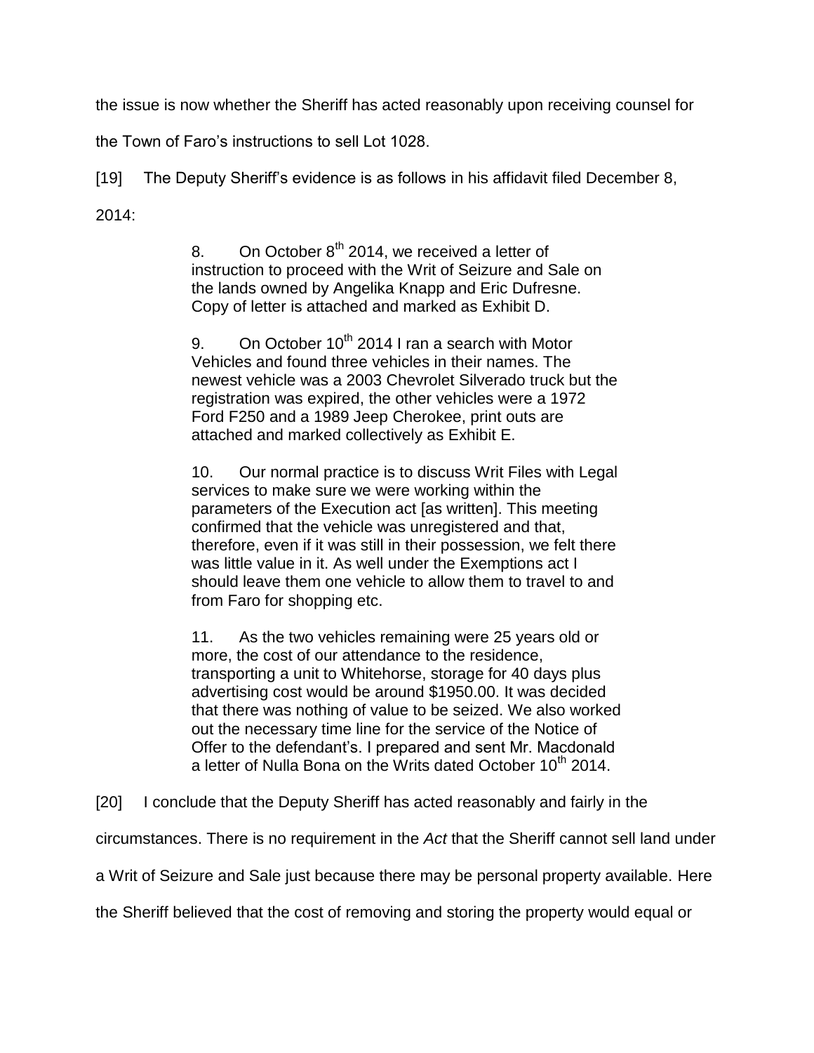the issue is now whether the Sheriff has acted reasonably upon receiving counsel for the Town of Faro's instructions to sell Lot 1028.

[19] The Deputy Sheriff's evidence is as follows in his affidavit filed December 8, 2014:

> 8. On October 8th 2014, we received a letter of instruction to proceed with the Writ of Seizure and Sale on the lands owned by Angelika Knapp and Eric Dufresne. Copy of letter is attached and marked as Exhibit D.
>
> 9. On October 10th 2014 I ran a search with Motor Vehicles and found three vehicles in their names. The newest vehicle was a 2003 Chevrolet Silverado truck but the registration was expired, the other vehicles were a 1972 Ford F250 and a 1989 Jeep Cherokee, print outs are attached and marked collectively as Exhibit E.
>
> 10. Our normal practice is to discuss Writ Files with Legal services to make sure we were working within the parameters of the Execution act [as written]. This meeting confirmed that the vehicle was unregistered and that, therefore, even if it was still in their possession, we felt there was little value in it. As well under the Exemptions act I should leave them one vehicle to allow them to travel to and from Faro for shopping etc.
>
> 11. As the two vehicles remaining were 25 years old or more, the cost of our attendance to the residence, transporting a unit to Whitehorse, storage for 40 days plus advertising cost would be around $1950.00. It was decided that there was nothing of value to be seized. We also worked out the necessary time line for the service of the Notice of Offer to the defendant's. I prepared and sent Mr. Macdonald a letter of Nulla Bona on the Writs dated October 10th 2014.

[20] I conclude that the Deputy Sheriff has acted reasonably and fairly in the circumstances. There is no requirement in the *Act* that the Sheriff cannot sell land under a Writ of Seizure and Sale just because there may be personal property available. Here the Sheriff believed that the cost of removing and storing the property would equal or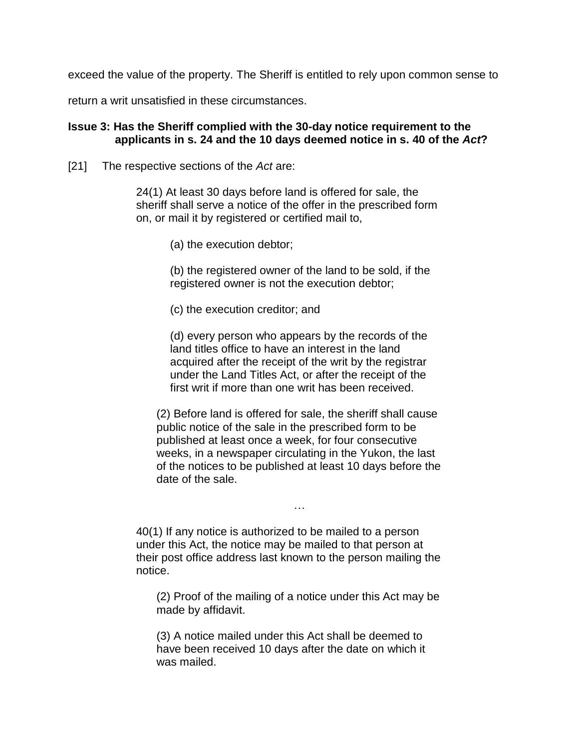exceed the value of the property. The Sheriff is entitled to rely upon common sense to return a writ unsatisfied in these circumstances.

**Issue 3: Has the Sheriff complied with the 30-day notice requirement to the applicants in s. 24 and the 10 days deemed notice in s. 40 of the *Act*?**

[21] The respective sections of the *Act* are:

> 24(1) At least 30 days before land is offered for sale, the sheriff shall serve a notice of the offer in the prescribed form on, or mail it by registered or certified mail to,
>
> > (a) the execution debtor;
> >
> > (b) the registered owner of the land to be sold, if the registered owner is not the execution debtor;
> >
> > (c) the execution creditor; and
> >
> > (d) every person who appears by the records of the land titles office to have an interest in the land acquired after the receipt of the writ by the registrar under the Land Titles Act, or after the receipt of the first writ if more than one writ has been received.
>
> (2) Before land is offered for sale, the sheriff shall cause public notice of the sale in the prescribed form to be published at least once a week, for four consecutive weeks, in a newspaper circulating in the Yukon, the last of the notices to be published at least 10 days before the date of the sale.
>
> …
>
> 40(1) If any notice is authorized to be mailed to a person under this Act, the notice may be mailed to that person at their post office address last known to the person mailing the notice.
>
> (2) Proof of the mailing of a notice under this Act may be made by affidavit.
>
> (3) A notice mailed under this Act shall be deemed to have been received 10 days after the date on which it was mailed.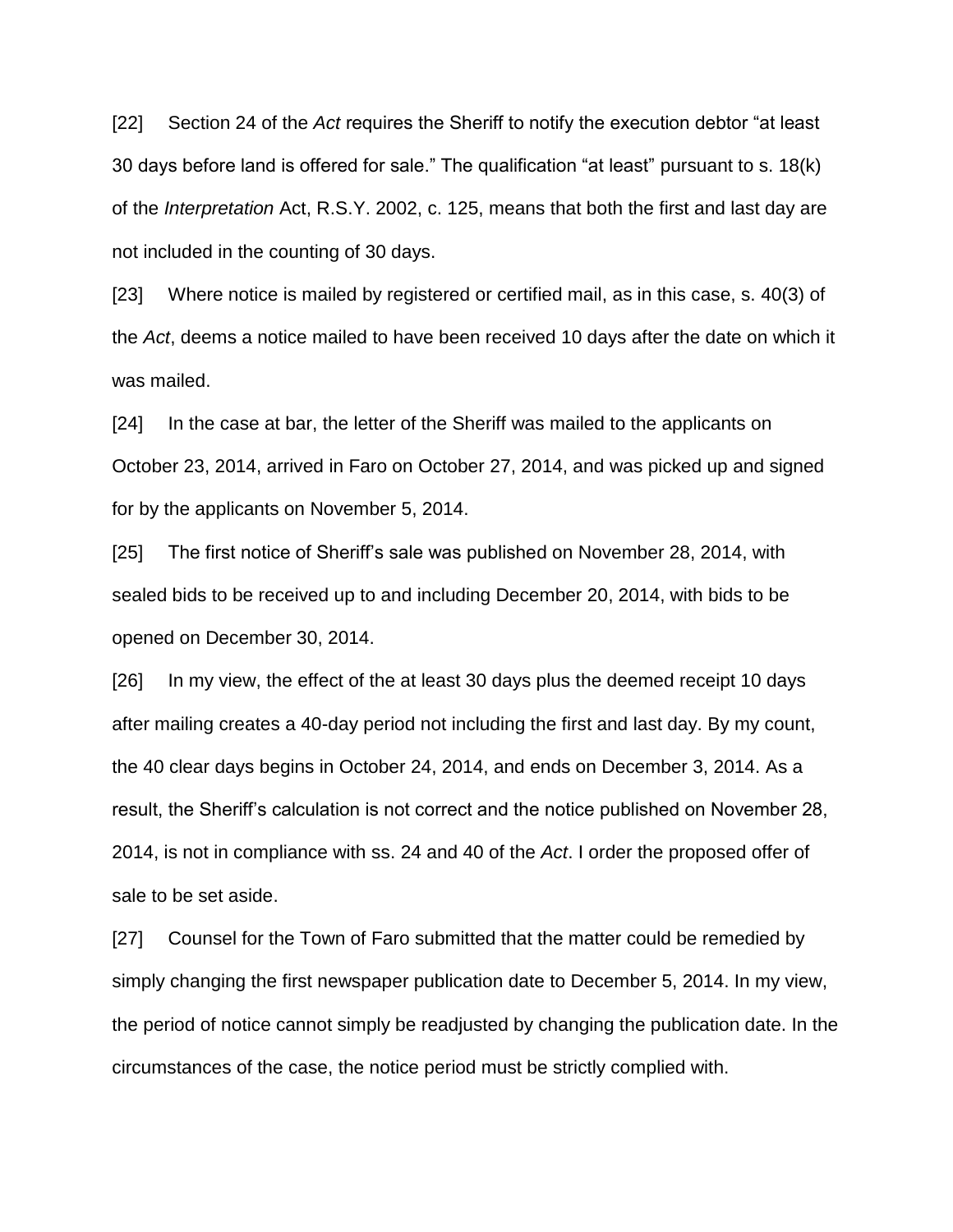[22] Section 24 of the *Act* requires the Sheriff to notify the execution debtor “at least 30 days before land is offered for sale.” The qualification “at least” pursuant to s. 18(k) of the *Interpretation* Act, R.S.Y. 2002, c. 125, means that both the first and last day are not included in the counting of 30 days.

[23] Where notice is mailed by registered or certified mail, as in this case, s. 40(3) of the *Act*, deems a notice mailed to have been received 10 days after the date on which it was mailed.

[24] In the case at bar, the letter of the Sheriff was mailed to the applicants on October 23, 2014, arrived in Faro on October 27, 2014, and was picked up and signed for by the applicants on November 5, 2014.

[25] The first notice of Sheriff’s sale was published on November 28, 2014, with sealed bids to be received up to and including December 20, 2014, with bids to be opened on December 30, 2014.

[26] In my view, the effect of the at least 30 days plus the deemed receipt 10 days after mailing creates a 40-day period not including the first and last day. By my count, the 40 clear days begins in October 24, 2014, and ends on December 3, 2014. As a result, the Sheriff’s calculation is not correct and the notice published on November 28, 2014, is not in compliance with ss. 24 and 40 of the *Act*. I order the proposed offer of sale to be set aside.

[27] Counsel for the Town of Faro submitted that the matter could be remedied by simply changing the first newspaper publication date to December 5, 2014. In my view, the period of notice cannot simply be readjusted by changing the publication date. In the circumstances of the case, the notice period must be strictly complied with.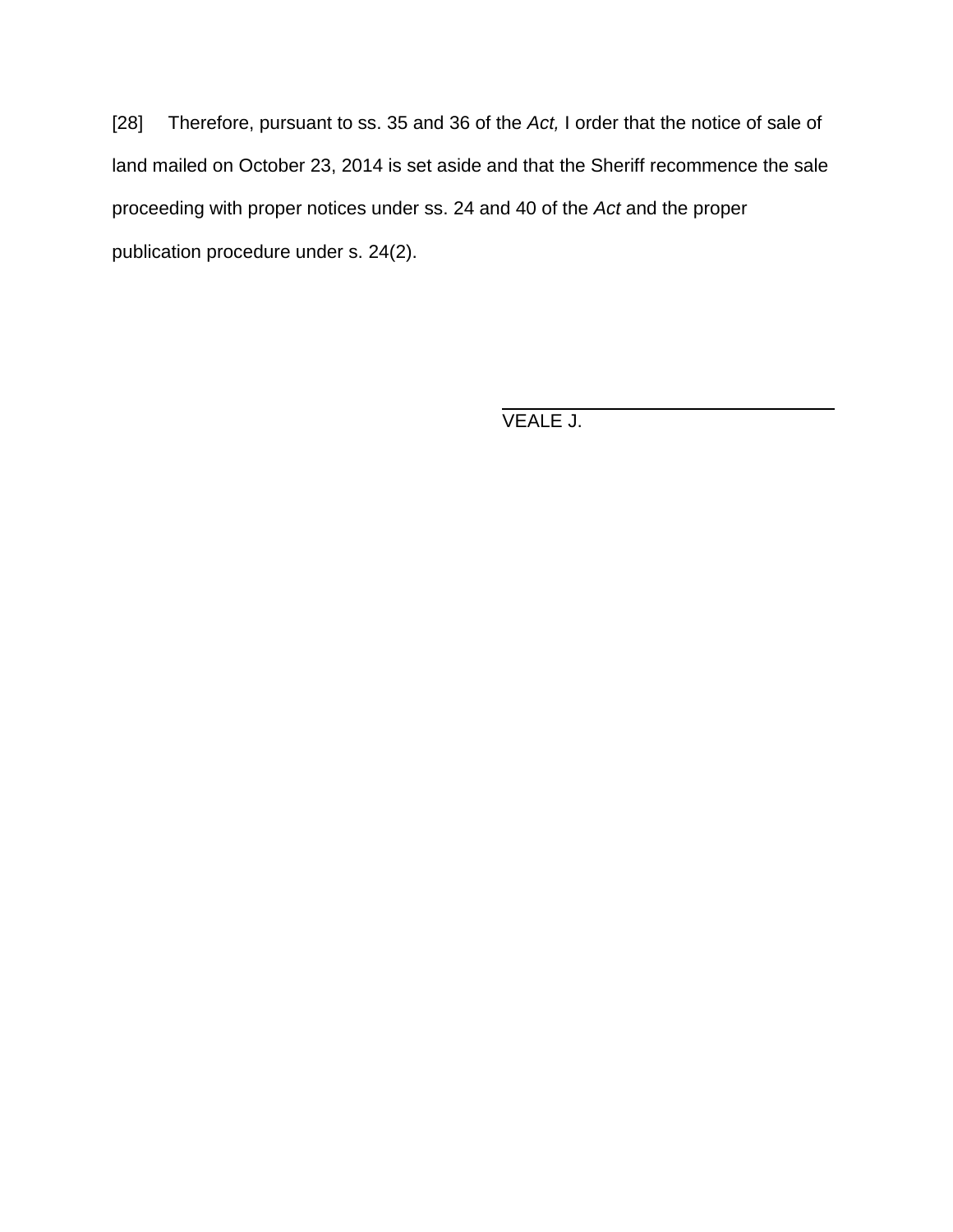[28] Therefore, pursuant to ss. 35 and 36 of the *Act,* I order that the notice of sale of land mailed on October 23, 2014 is set aside and that the Sheriff recommence the sale proceeding with proper notices under ss. 24 and 40 of the *Act* and the proper publication procedure under s. 24(2).

\_\_\_\_\_\_\_\_\_\_\_\_\_\_\_\_\_\_\_\_\_\_\_\_\_\_\_\_\_\_

VEALE J.